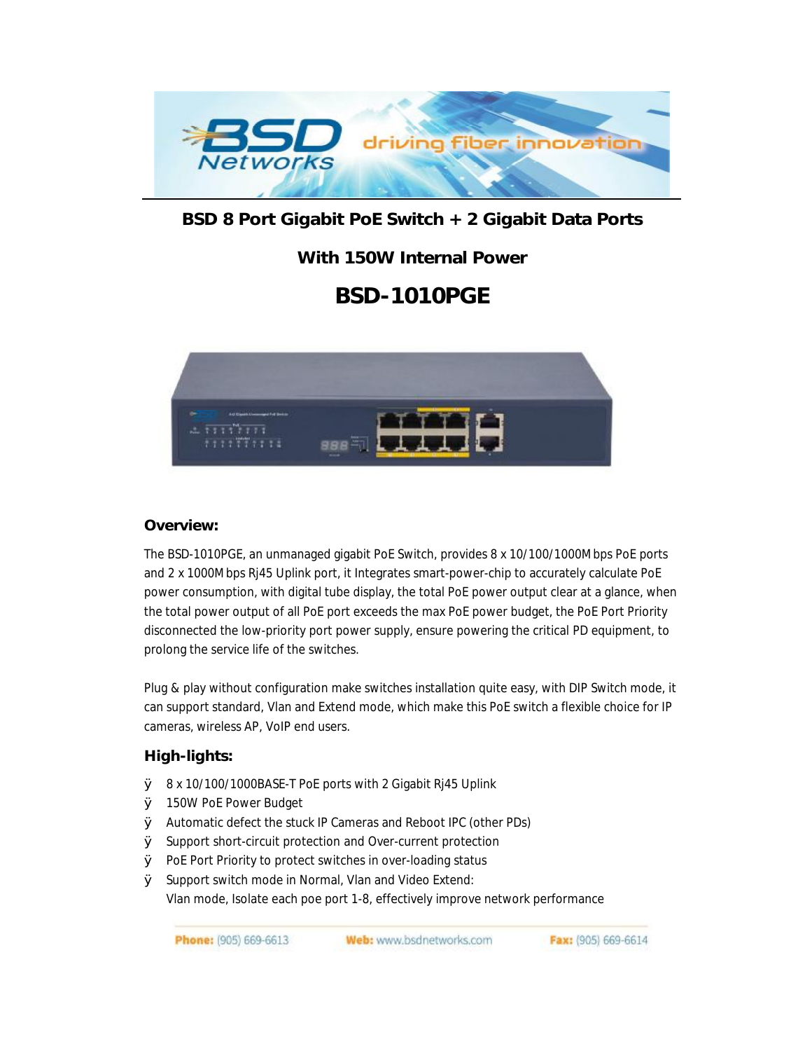# BSD 8 Port Gigabit PoE Switch + 2 Gigabit Data Ports

## With 150W Internal Power

# BSD-1010PGE

### Overview:

The BSD-1010PGE, an unmanaged gigabit PoE Switch, provides 8 x 10/100/1000Mbps PoE ports and 2 x 1000Mbps Rj45 Uplink port, it Integrates smart-power-chip to accurately calculate PoE power consumption, with digital tube display, the total PoE power output clear at a glance, when the total power output of all PoE port exceeds the max PoE power budget, the PoE Port Priority disconnected the low-priority port power supply, ensure powering the critical PD equipment, to prolong the service life of the switches.

Plug & play without configuration make switches installation quite easy, with DIP Switch mode, it can support standard, Vlan and Extend mode, which make this PoE switch a flexible choice for IP cameras, wireless AP, VoIP end users.

### High-lights:

- 8 x 10/100/1000BASE-T PoE ports with 2 Gigabit Rj45 Uplink
- 150W PoE Power Budget
- Automatic defect the stuck IP Cameras and Reboot IPC (other PDs)
- Support short-circuit protection and Over-current protection
- PoE Port Priority to protect switches in over-loading status
- Support switch mode in Normal, Vlan and Video Extend:
  Vlan mode, Isolate each poe port 1-8, effectively improve network performance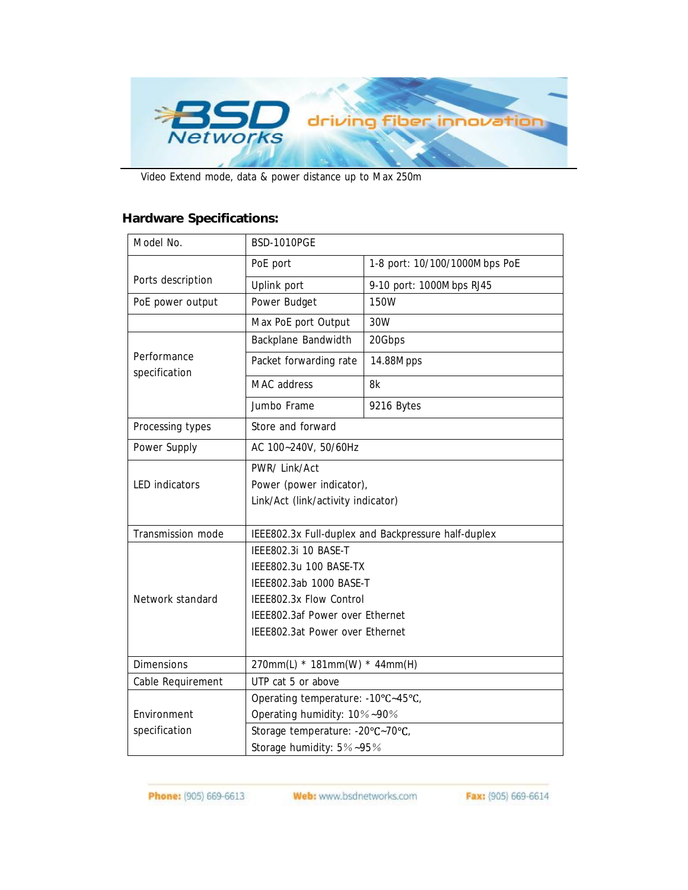Video Extend mode, data & power distance up to Max 250m

## Hardware Specifications:

| | | |
|---|---|---|
| Model No. | BSD-1010PGE | |
| Ports description | PoE port | 1-8 port: 10/100/1000Mbps PoE |
| | Uplink port | 9-10 port: 1000Mbps RJ45 |
| PoE power output | Power Budget | 150W |
| | Max PoE port Output | 30W |
| Performance specification | Backplane Bandwidth | 20Gbps |
| | Packet forwarding rate | 14.88Mpps |
| | MAC address | 8k |
| | Jumbo Frame | 9216 Bytes |
| Processing types | Store and forward | |
| Power Supply | AC 100~240V, 50/60Hz | |
| LED indicators | PWR/ Link/Act<br>Power (power indicator),<br>Link/Act (link/activity indicator) | |
| Transmission mode | IEEE802.3x Full-duplex and Backpressure half-duplex | |
| Network standard | IEEE802.3i 10 BASE-T<br>IEEE802.3u 100 BASE-TX<br>IEEE802.3ab 1000 BASE-T<br>IEEE802.3x Flow Control<br>IEEE802.3af Power over Ethernet<br>IEEE802.3at Power over Ethernet | |
| Dimensions | 270mm(L) * 181mm(W) * 44mm(H) | |
| Cable Requirement | UTP cat 5 or above | |
| Environment specification | Operating temperature: -10℃~45℃,<br>Operating humidity: 10%~90% | |
| | Storage temperature: -20℃~70℃,<br>Storage humidity: 5%~95% | |

**Phone:** (905) 669-6613 **Web:** www.bsdnetworks.com **Fax:** (905) 669-6614